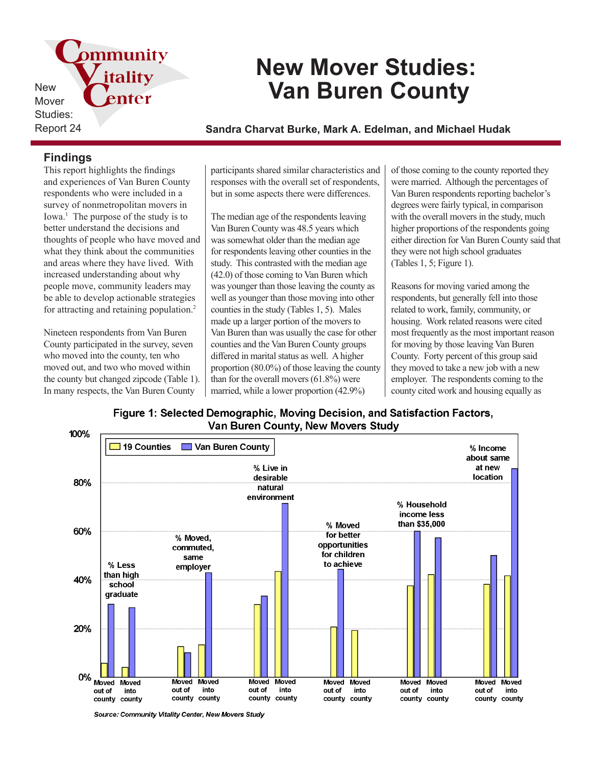New Mover Studies: Report 24

# New Mover Studies: Van Buren County

**Sandra Charvat Burke, Mark A. Edelman, and Michael Hudak**

## Findings

This report highlights the findings and experiences of Van Buren County respondents who were included in a survey of nonmetropolitan movers in Iowa.[1] The purpose of the study is to better understand the decisions and thoughts of people who have moved and what they think about the communities and areas where they have lived. With increased understanding about why people move, community leaders may be able to develop actionable strategies for attracting and retaining population.[2]

Nineteen respondents from Van Buren County participated in the survey, seven who moved into the county, ten who moved out, and two who moved within the county but changed zipcode (Table 1). In many respects, the Van Buren County participants shared similar characteristics and responses with the overall set of respondents, but in some aspects there were differences.

The median age of the respondents leaving Van Buren County was 48.5 years which was somewhat older than the median age for respondents leaving other counties in the study. This contrasted with the median age (42.0) of those coming to Van Buren which was younger than those leaving the county as well as younger than those moving into other counties in the study (Tables 1, 5). Males made up a larger portion of the movers to Van Buren than was usually the case for other counties and the Van Buren County groups differed in marital status as well. A higher proportion (80.0%) of those leaving the county than for the overall movers (61.8%) were married, while a lower proportion (42.9%) of those coming to the county reported they were married. Although the percentages of Van Buren respondents reporting bachelor's degrees were fairly typical, in comparison with the overall movers in the study, much higher proportions of the respondents going either direction for Van Buren County said that they were not high school graduates (Tables 1, 5; Figure 1).

Reasons for moving varied among the respondents, but generally fell into those related to work, family, community, or housing. Work related reasons were cited most frequently as the most important reason for moving by those leaving Van Buren County. Forty percent of this group said they moved to take a new job with a new employer. The respondents coming to the county cited work and housing equally as

**Figure 1: Selected Demographic, Moving Decision, and Satisfaction Factors, Van Buren County, New Movers Study**

*Source: Community Vitality Center, New Movers Study*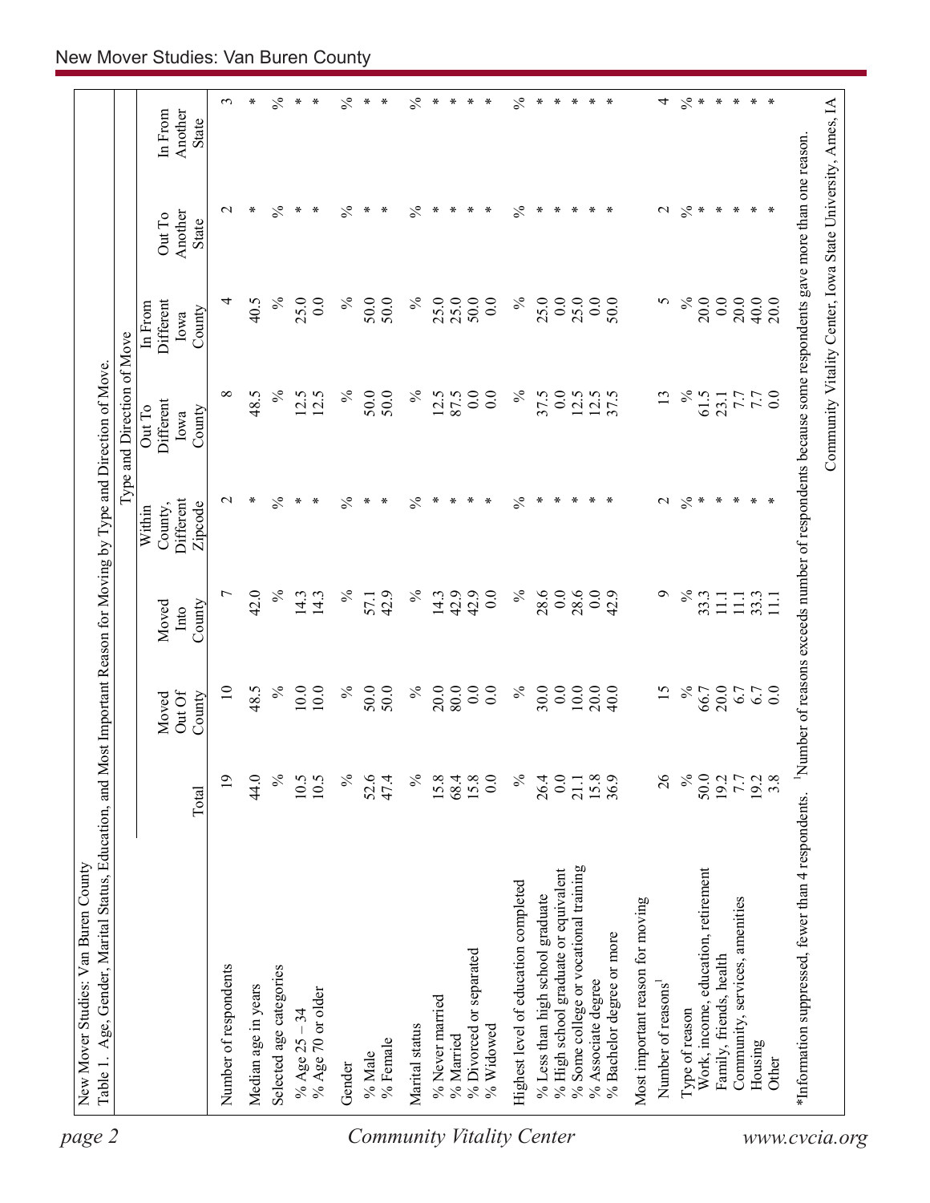New Mover Studies: Van Buren County

Table 1. Age, Gender, Marital Status, Education, and Most Important Reason for Moving by Type and Direction of Move.

| | | Type and Direction of Move | | | | | | |
|---|---|---|---|---|---|---|---|---|
| | Total | Moved Out Of County | Moved Into County | Within County, Different Zipcode | Out To Different Iowa County | In From Different Iowa County | Out To Another State | In From Another State |
| Number of respondents | 19 | 10 | 7 | 2 | 8 | 4 | 2 | 3 |
| Median age in years | 44.0 | 48.5 | 42.0 | * | 48.5 | 40.5 | * | * |
| Selected age categories | % | % | % | % | % | % | % | % |
| % Age 25 – 34 | 10.5 | 10.0 | 14.3 | * | 12.5 | 25.0 | * | * |
| % Age 70 or older | 10.5 | 10.0 | 14.3 | * | 12.5 | 0.0 | * | * |
| Gender | % | % | % | % | % | % | % | % |
| % Male | 52.6 | 50.0 | 57.1 | * | 50.0 | 50.0 | * | * |
| % Female | 47.4 | 50.0 | 42.9 | * | 50.0 | 50.0 | * | * |
| Marital status | % | % | % | % | % | % | % | % |
| % Never married | 15.8 | 20.0 | 14.3 | * | 12.5 | 25.0 | * | * |
| % Married | 68.4 | 80.0 | 42.9 | * | 87.5 | 25.0 | * | * |
| % Divorced or separated | 15.8 | 0.0 | 42.9 | * | 0.0 | 50.0 | * | * |
| % Widowed | 0.0 | 0.0 | 0.0 | * | 0.0 | 0.0 | * | * |
| Highest level of education completed | % | % | % | % | % | % | % | % |
| % Less than high school graduate | 26.4 | 30.0 | 28.6 | * | 37.5 | 25.0 | * | * |
| % High school graduate or equivalent | 0.0 | 0.0 | 0.0 | * | 0.0 | 0.0 | * | * |
| % Some college or vocational training | 21.1 | 10.0 | 28.6 | * | 12.5 | 25.0 | * | * |
| % Associate degree | 15.8 | 20.0 | 0.0 | * | 12.5 | 0.0 | * | * |
| % Bachelor degree or more | 36.9 | 40.0 | 42.9 | * | 37.5 | 50.0 | * | * |
| Most important reason for moving | | | | | | | | |
| Number of reasons[1] | 26 | 15 | 9 | 2 | 13 | 5 | 2 | 4 |
| Type of reason | % | % | % | % | % | % | % | % |
| Work, income, education, retirement | 50.0 | 66.7 | 33.3 | * | 61.5 | 20.0 | * | * |
| Family, friends, health | 19.2 | 20.0 | 11.1 | * | 23.1 | 0.0 | * | * |
| Community, services, amenities | 7.7 | 6.7 | 11.1 | * | 7.7 | 20.0 | * | * |
| Housing | 19.2 | 6.7 | 33.3 | * | 7.7 | 40.0 | * | * |
| Other | 3.8 | 0.0 | 11.1 | * | 0.0 | 20.0 | * | * |

*Information suppressed, fewer than 4 respondents. [1]Number of reasons exceeds number of respondents because some respondents gave more than one reason.

Community Vitality Center, Iowa State University, Ames, IA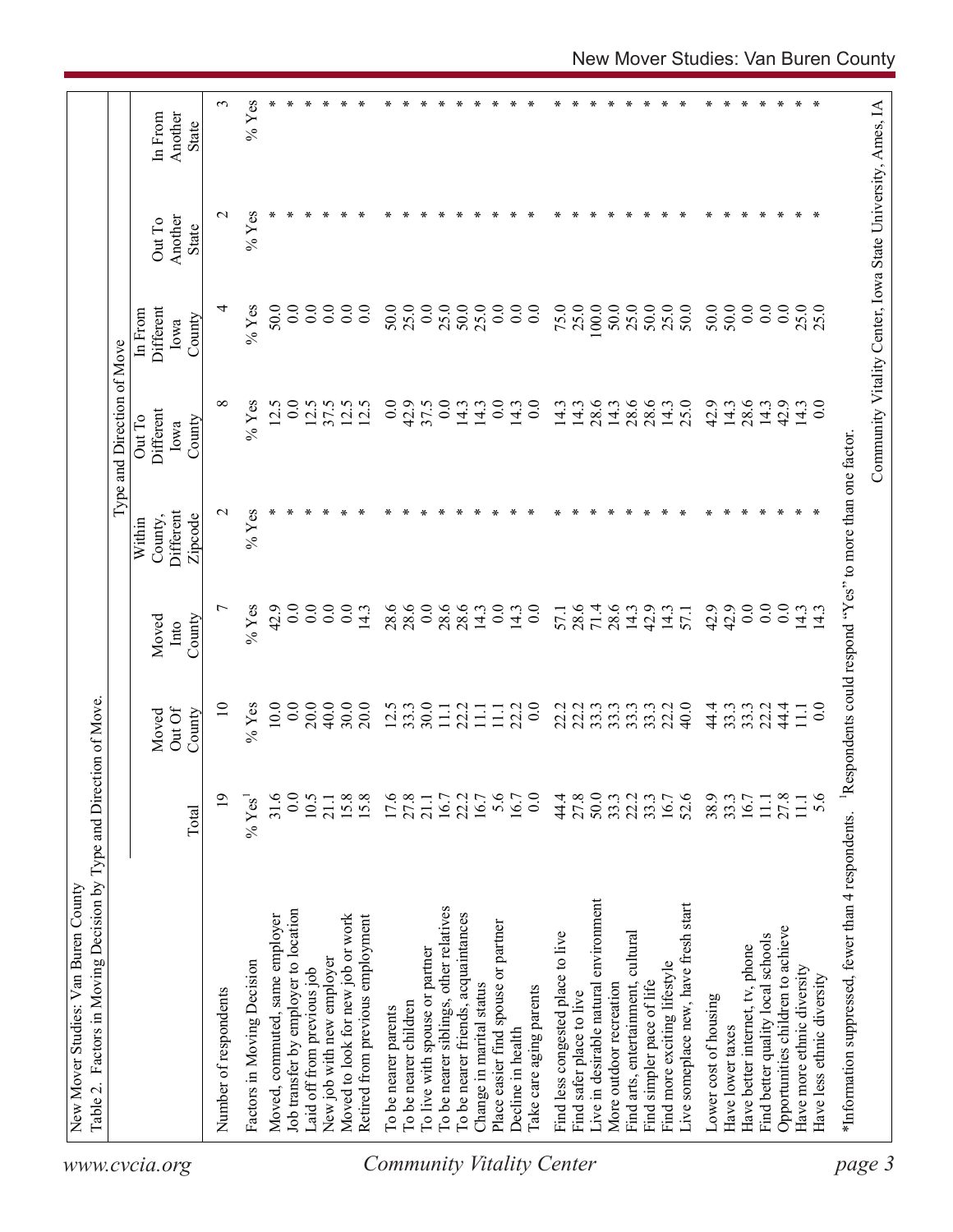New Mover Studies: Van Buren County

Table 2. Factors in Moving Decision by Type and Direction of Move.

| | | | | Type and Direction of Move | | | | |
|---|---|---|---|---|---|---|---|---|
| | Total | Moved Out Of County | Moved Into County | Within County, Different Zipcode | Out To Different Iowa County | In From Different Iowa County | Out To Another State | In From Another State |
| Number of respondents | 19 | 10 | 7 | 2 | 8 | 4 | 2 | 3 |
| Factors in Moving Decision | % Yes[1] | % Yes | % Yes | % Yes | % Yes | % Yes | % Yes | % Yes |
| Moved, commuted, same employer | 31.6 | 10.0 | 42.9 | * | 12.5 | 50.0 | * | * |
| Job transfer by employer to location | 0.0 | 0.0 | 0.0 | * | 0.0 | 0.0 | * | * |
| Laid off from previous job | 10.5 | 20.0 | 0.0 | * | 12.5 | 0.0 | * | * |
| New job with new employer | 21.1 | 40.0 | 0.0 | * | 37.5 | 0.0 | * | * |
| Moved to look for new job or work | 15.8 | 30.0 | 0.0 | * | 12.5 | 0.0 | * | * |
| Retired from previous employment | 15.8 | 20.0 | 14.3 | * | 12.5 | 0.0 | * | * |
| To be nearer parents | 17.6 | 12.5 | 28.6 | * | 0.0 | 50.0 | * | * |
| To be nearer children | 27.8 | 33.3 | 28.6 | * | 42.9 | 25.0 | * | * |
| To live with spouse or partner | 21.1 | 30.0 | 0.0 | * | 37.5 | 0.0 | * | * |
| To be nearer siblings, other relatives | 16.7 | 11.1 | 28.6 | * | 0.0 | 25.0 | * | * |
| To be nearer friends, acquaintances | 22.2 | 22.2 | 28.6 | * | 14.3 | 50.0 | * | * |
| Change in marital status | 16.7 | 11.1 | 14.3 | * | 14.3 | 25.0 | * | * |
| Place easier find spouse or partner | 5.6 | 11.1 | 0.0 | * | 0.0 | 0.0 | * | * |
| Decline in health | 16.7 | 22.2 | 14.3 | * | 14.3 | 0.0 | * | * |
| Take care aging parents | 0.0 | 0.0 | 0.0 | * | 0.0 | 0.0 | * | * |
| Find less congested place to live | 44.4 | 22.2 | 57.1 | * | 14.3 | 75.0 | * | * |
| Find safer place to live | 27.8 | 22.2 | 28.6 | * | 14.3 | 25.0 | * | * |
| Live in desirable natural environment | 50.0 | 33.3 | 71.4 | * | 28.6 | 100.0 | * | * |
| More outdoor recreation | 33.3 | 33.3 | 28.6 | * | 14.3 | 50.0 | * | * |
| Find arts, entertainment, cultural | 22.2 | 33.3 | 14.3 | * | 28.6 | 25.0 | * | * |
| Find simpler pace of life | 33.3 | 33.3 | 42.9 | * | 28.6 | 50.0 | * | * |
| Find more exciting lifestyle | 16.7 | 22.2 | 14.3 | * | 14.3 | 25.0 | * | * |
| Live someplace new, have fresh start | 52.6 | 40.0 | 57.1 | * | 25.0 | 50.0 | * | * |
| Lower cost of housing | 38.9 | 44.4 | 42.9 | * | 42.9 | 50.0 | * | * |
| Have lower taxes | 33.3 | 33.3 | 42.9 | * | 14.3 | 50.0 | * | * |
| Have better internet, tv, phone | 16.7 | 33.3 | 0.0 | * | 28.6 | 0.0 | * | * |
| Find better quality local schools | 11.1 | 22.2 | 0.0 | * | 14.3 | 0.0 | * | * |
| Opportunities children to achieve | 27.8 | 44.4 | 0.0 | * | 42.9 | 0.0 | * | * |
| Have more ethnic diversity | 11.1 | 11.1 | 14.3 | * | 14.3 | 25.0 | * | * |
| Have less ethnic diversity | 5.6 | 0.0 | 14.3 | * | 0.0 | 25.0 | * | * |

*Information suppressed, fewer than 4 respondents. [1]Respondents could respond "Yes" to more than one factor.

Community Vitality Center, Iowa State University, Ames, IA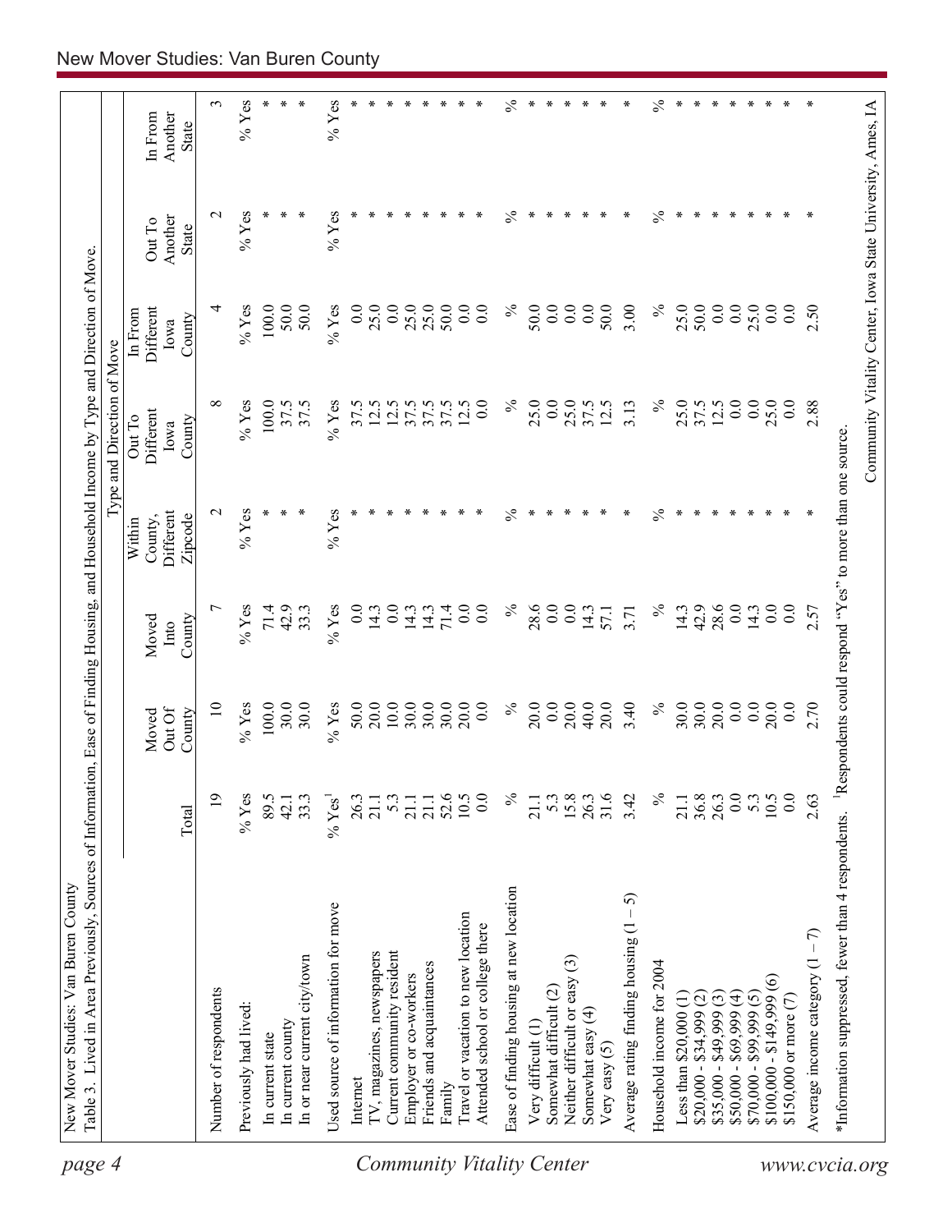New Mover Studies: Van Buren County

Table 3. Lived in Area Previously, Sources of Information, Ease of Finding Housing, and Household Income by Type and Direction of Move.

| | Total | Moved Out Of County | Moved Into County | Within County, Different Zipcode | Out To Different Iowa County | In From Different Iowa County | Out To Another State | In From Another State |
|---|---|---|---|---|---|---|---|---|
| | | | | Type and Direction of Move | | | | |
| Number of respondents | 19 | 10 | 7 | 2 | 8 | 4 | 2 | 3 |
| Previously had lived: | % Yes | % Yes | % Yes | % Yes | % Yes | % Yes | % Yes | % Yes |
| In current state | 89.5 | 100.0 | 71.4 | * | 100.0 | 100.0 | * | * |
| In current county | 42.1 | 30.0 | 42.9 | * | 37.5 | 50.0 | * | * |
| In or near current city/town | 33.3 | 30.0 | 33.3 | * | 37.5 | 50.0 | * | * |
| Used source of information for move | % Yes[1] | % Yes | % Yes | % Yes | % Yes | % Yes | % Yes | % Yes |
| Internet | 26.3 | 50.0 | 0.0 | * | 37.5 | 0.0 | * | * |
| TV, magazines, newspapers | 21.1 | 20.0 | 14.3 | * | 12.5 | 25.0 | * | * |
| Current community resident | 5.3 | 10.0 | 0.0 | * | 12.5 | 0.0 | * | * |
| Employer or co-workers | 21.1 | 30.0 | 14.3 | * | 37.5 | 25.0 | * | * |
| Friends and acquaintances | 21.1 | 30.0 | 14.3 | * | 37.5 | 25.0 | * | * |
| Family | 52.6 | 30.0 | 71.4 | * | 37.5 | 50.0 | * | * |
| Travel or vacation to new location | 10.5 | 20.0 | 0.0 | * | 12.5 | 0.0 | * | * |
| Attended school or college there | 0.0 | 0.0 | 0.0 | * | 0.0 | 0.0 | * | * |
| Ease of finding housing at new location | % | % | % | % | % | % | % | % |
| Very difficult (1) | 21.1 | 20.0 | 28.6 | * | 25.0 | 50.0 | * | * |
| Somewhat difficult (2) | 5.3 | 0.0 | 0.0 | * | 0.0 | 0.0 | * | * |
| Neither difficult or easy (3) | 15.8 | 20.0 | 0.0 | * | 25.0 | 0.0 | * | * |
| Somewhat easy (4) | 26.3 | 40.0 | 14.3 | * | 37.5 | 0.0 | * | * |
| Very easy (5) | 31.6 | 20.0 | 57.1 | * | 12.5 | 50.0 | * | * |
| Average rating finding housing (1 – 5) | 3.42 | 3.40 | 3.71 | * | 3.13 | 3.00 | * | * |
| Household income for 2004 | % | % | % | % | % | % | % | % |
| Less than $20,000 (1) | 21.1 | 30.0 | 14.3 | * | 25.0 | 25.0 | * | * |
| $20,000 - $34,999 (2) | 36.8 | 30.0 | 42.9 | * | 37.5 | 50.0 | * | * |
| $35,000 - $49,999 (3) | 26.3 | 20.0 | 28.6 | * | 12.5 | 0.0 | * | * |
| $50,000 - $69,999 (4) | 0.0 | 0.0 | 0.0 | * | 0.0 | 0.0 | * | * |
| $70,000 - $99,999 (5) | 5.3 | 0.0 | 14.3 | * | 0.0 | 25.0 | * | * |
| $100,000 - $149,999 (6) | 10.5 | 20.0 | 0.0 | * | 25.0 | 0.0 | * | * |
| $150,000 or more (7) | 0.0 | 0.0 | 0.0 | * | 0.0 | 0.0 | * | * |
| Average income category (1 – 7) | 2.63 | 2.70 | 2.57 | * | 2.88 | 2.50 | * | * |

*Information suppressed, fewer than 4 respondents. [1]Respondents could respond "Yes" to more than one source.

Community Vitality Center, Iowa State University, Ames, IA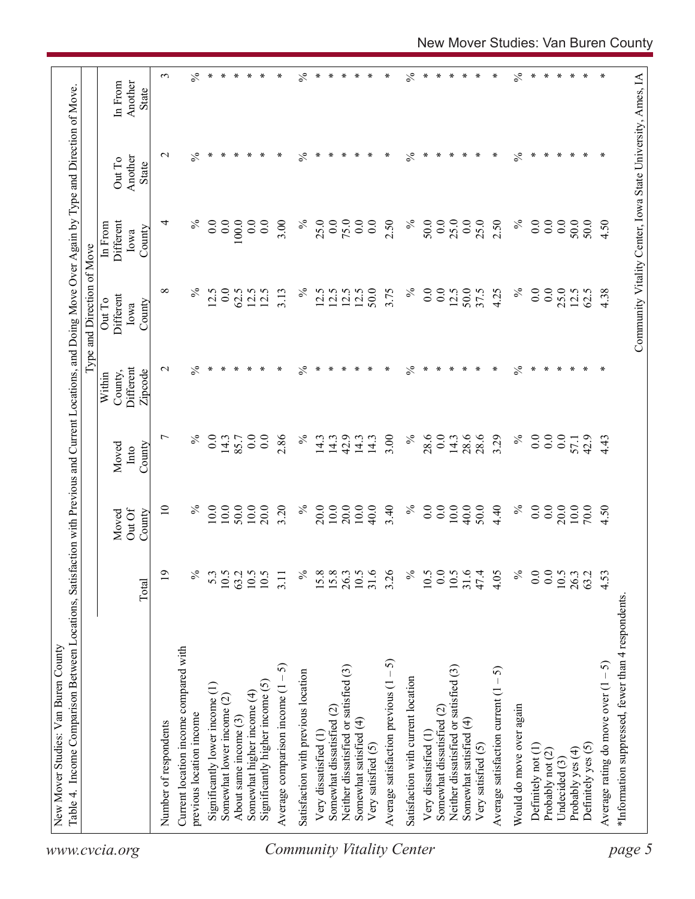New Mover Studies: Van Buren County

Table 4. Income Comparison Between Locations, Satisfaction with Previous and Current Locations, and Doing Move Over Again by Type and Direction of Move.

| | Total | Moved Out Of County | Moved Into County | Within County, Different Zipcode | Out To Different Iowa County | In From Different Iowa County | Out To Another State | In From Another State |
|---|---|---|---|---|---|---|---|---|
| | | | | Type and Direction of Move | | | | |
| Number of respondents | 19 | 10 | 7 | 2 | 8 | 4 | 2 | 3 |
| Current location income compared with previous location income | % | % | % | % | % | % | % | % |
| Significantly lower income (1) | 5.3 | 10.0 | 0.0 | * | 12.5 | 0.0 | * | * |
| Somewhat lower income (2) | 10.5 | 10.0 | 14.3 | * | 0.0 | 0.0 | * | * |
| About same income (3) | 63.2 | 50.0 | 85.7 | * | 62.5 | 100.0 | * | * |
| Somewhat higher income (4) | 10.5 | 10.0 | 0.0 | * | 12.5 | 0.0 | * | * |
| Significantly higher income (5) | 10.5 | 20.0 | 0.0 | * | 12.5 | 0.0 | * | * |
| Average comparison income (1 – 5) | 3.11 | 3.20 | 2.86 | * | 3.13 | 3.00 | * | * |
| Satisfaction with previous location | % | % | % | % | % | % | % | % |
| Very dissatisfied (1) | 15.8 | 20.0 | 14.3 | * | 12.5 | 25.0 | * | * |
| Somewhat dissatisfied (2) | 15.8 | 10.0 | 14.3 | * | 12.5 | 0.0 | * | * |
| Neither dissatisfied or satisfied (3) | 26.3 | 20.0 | 42.9 | * | 12.5 | 75.0 | * | * |
| Somewhat satisfied (4) | 10.5 | 10.0 | 14.3 | * | 12.5 | 0.0 | * | * |
| Very satisfied (5) | 31.6 | 40.0 | 14.3 | * | 50.0 | 0.0 | * | * |
| Average satisfaction previous (1 – 5) | 3.26 | 3.40 | 3.00 | * | 3.75 | 2.50 | * | * |
| Satisfaction with current location | % | % | % | % | % | % | % | % |
| Very dissatisfied (1) | 10.5 | 0.0 | 28.6 | * | 0.0 | 50.0 | * | * |
| Somewhat dissatisfied (2) | 0.0 | 0.0 | 0.0 | * | 0.0 | 0.0 | * | * |
| Neither dissatisfied or satisfied (3) | 10.5 | 10.0 | 14.3 | * | 12.5 | 25.0 | * | * |
| Somewhat satisfied (4) | 31.6 | 40.0 | 28.6 | * | 50.0 | 0.0 | * | * |
| Very satisfied (5) | 47.4 | 50.0 | 28.6 | * | 37.5 | 25.0 | * | * |
| Average satisfaction current (1 – 5) | 4.05 | 4.40 | 3.29 | * | 4.25 | 2.50 | * | * |
| Would do move over again | % | % | % | % | % | % | % | % |
| Definitely not (1) | 0.0 | 0.0 | 0.0 | * | 0.0 | 0.0 | * | * |
| Probably not (2) | 0.0 | 0.0 | 0.0 | * | 0.0 | 0.0 | * | * |
| Undecided (3) | 10.5 | 20.0 | 0.0 | * | 25.0 | 0.0 | * | * |
| Probably yes (4) | 26.3 | 10.0 | 57.1 | * | 12.5 | 50.0 | * | * |
| Definitely yes (5) | 63.2 | 70.0 | 42.9 | * | 62.5 | 50.0 | * | * |
| Average rating do move over (1 – 5) | 4.53 | 4.50 | 4.43 | * | 4.38 | 4.50 | * | * |

*Information suppressed, fewer than 4 respondents.

Community Vitality Center, Iowa State University, Ames, IA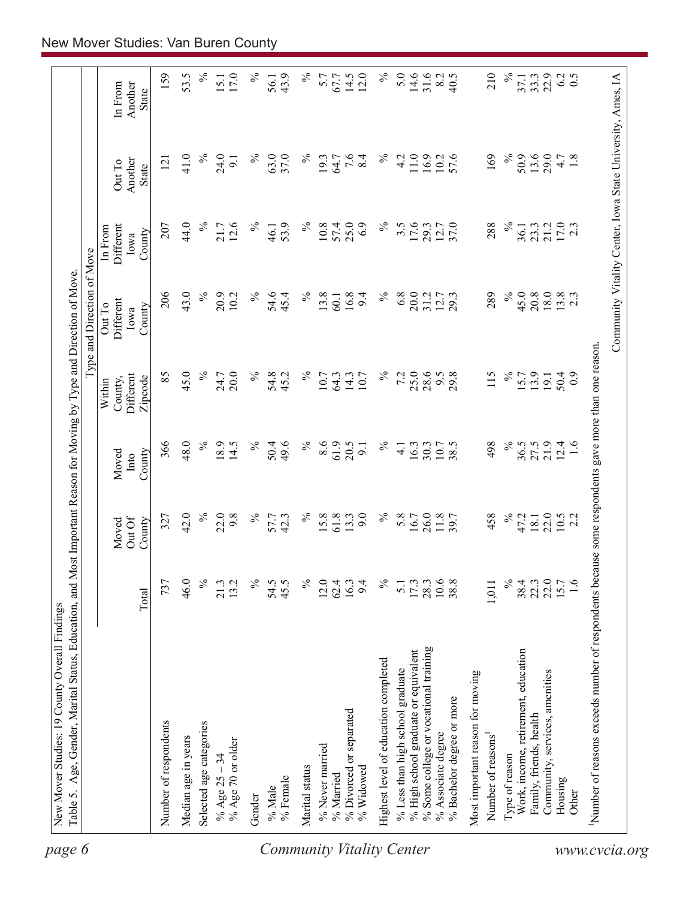New Mover Studies: 19 County Overall Findings

Table 5. Age, Gender, Marital Status, Education, and Most Important Reason for Moving by Type and Direction of Move.

| | Total | Moved Out Of County | Moved Into County | Within County, Different Zipcode | Out To Different Iowa County | In From Different Iowa County | Out To Another State | In From Another State |
|---|---|---|---|---|---|---|---|---|
| | | | | Type and Direction of Move | | | | |
| Number of respondents | 737 | 327 | 366 | 85 | 206 | 207 | 121 | 159 |
| Median age in years | 46.0 | 42.0 | 48.0 | 45.0 | 43.0 | 44.0 | 41.0 | 53.5 |
| Selected age categories | % | % | % | % | % | % | % | % |
| % Age 25 – 34 | 21.3 | 22.0 | 18.9 | 24.7 | 20.9 | 21.7 | 24.0 | 15.1 |
| % Age 70 or older | 13.2 | 9.8 | 14.5 | 20.0 | 10.2 | 12.6 | 9.1 | 17.0 |
| Gender | % | % | % | % | % | % | % | % |
| % Male | 54.5 | 57.7 | 50.4 | 54.8 | 54.6 | 46.1 | 63.0 | 56.1 |
| % Female | 45.5 | 42.3 | 49.6 | 45.2 | 45.4 | 53.9 | 37.0 | 43.9 |
| Marital status | % | % | % | % | % | % | % | % |
| % Never married | 12.0 | 15.8 | 8.6 | 10.7 | 13.8 | 10.8 | 19.3 | 5.7 |
| % Married | 62.4 | 61.8 | 61.9 | 64.3 | 60.1 | 57.4 | 64.7 | 67.7 |
| % Divorced or separated | 16.3 | 13.3 | 20.5 | 14.3 | 16.8 | 25.0 | 7.6 | 14.5 |
| % Widowed | 9.4 | 9.0 | 9.1 | 10.7 | 9.4 | 6.9 | 8.4 | 12.0 |
| Highest level of education completed | % | % | % | % | % | % | % | % |
| % Less than high school graduate | 5.1 | 5.8 | 4.1 | 7.2 | 6.8 | 3.5 | 4.2 | 5.0 |
| % High school graduate or equivalent | 17.3 | 16.7 | 16.3 | 25.0 | 20.0 | 17.6 | 11.0 | 14.6 |
| % Some college or vocational training | 28.3 | 26.0 | 30.3 | 28.6 | 31.2 | 29.3 | 16.9 | 31.6 |
| % Associate degree | 10.6 | 11.8 | 10.7 | 9.5 | 12.7 | 12.7 | 10.2 | 8.2 |
| % Bachelor degree or more | 38.8 | 39.7 | 38.5 | 29.8 | 29.3 | 37.0 | 57.6 | 40.5 |
| Most important reason for moving | | | | | | | | |
| Number of reasons[1] | 1,011 | 458 | 498 | 115 | 289 | 288 | 169 | 210 |
| Type of reason | % | % | % | % | % | % | % | % |
| Work, income, retirement, education | 38.4 | 47.2 | 36.5 | 15.7 | 45.0 | 36.1 | 50.9 | 37.1 |
| Family, friends, health | 22.3 | 18.1 | 27.5 | 13.9 | 20.8 | 23.3 | 13.6 | 33.3 |
| Community, services, amenities | 22.0 | 22.0 | 21.9 | 19.1 | 18.0 | 21.2 | 29.0 | 22.9 |
| Housing | 15.7 | 10.5 | 12.4 | 50.4 | 13.8 | 17.0 | 4.7 | 6.2 |
| Other | 1.6 | 2.2 | 1.6 | 0.9 | 2.3 | 2.3 | 1.8 | 0.5 |

[1]Number of reasons exceeds number of respondents because some respondents gave more than one reason.

Community Vitality Center, Iowa State University, Ames, IA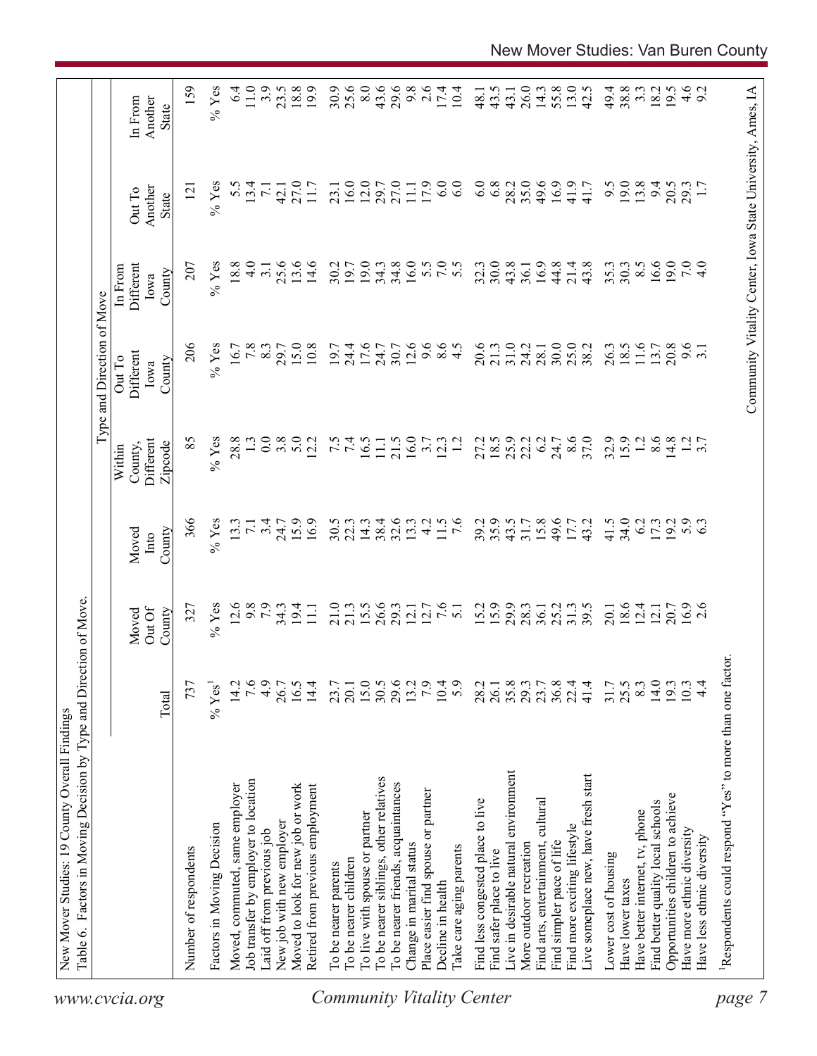New Mover Studies: 19 County Overall Findings

Table 6. Factors in Moving Decision by Type and Direction of Move.

| | | | | Type and Direction of Move | | | | |
|---|---|---|---|---|---|---|---|---|
| | Total | Moved Out Of County | Moved Into County | Within County, Different Zipcode | Out To Different Iowa County | In From Different Iowa County | Out To Another State | In From Another State |
| Number of respondents | 737 | 327 | 366 | 85 | 206 | 207 | 121 | 159 |
| Factors in Moving Decision | % Yes[1] | % Yes | % Yes | % Yes | % Yes | % Yes | % Yes | % Yes |
| Moved, commuted, same employer | 14.2 | 12.6 | 13.3 | 28.8 | 16.7 | 18.8 | 5.5 | 6.4 |
| Job transfer by employer to location | 7.6 | 9.8 | 7.1 | 1.3 | 7.8 | 4.0 | 13.4 | 11.0 |
| Laid off from previous job | 4.9 | 7.9 | 3.4 | 0.0 | 8.3 | 3.1 | 7.1 | 3.9 |
| New job with new employer | 26.7 | 34.3 | 24.7 | 3.8 | 29.7 | 25.6 | 42.1 | 23.5 |
| Moved to look for new job or work | 16.5 | 19.4 | 15.9 | 5.0 | 15.0 | 13.6 | 27.0 | 18.8 |
| Retired from previous employment | 14.4 | 11.1 | 16.9 | 12.2 | 10.8 | 14.6 | 11.7 | 19.9 |
| To be nearer parents | 23.7 | 21.0 | 30.5 | 7.5 | 19.7 | 30.2 | 23.1 | 30.9 |
| To be nearer children | 20.1 | 21.3 | 22.3 | 7.4 | 24.4 | 19.7 | 16.0 | 25.6 |
| To live with spouse or partner | 15.0 | 15.5 | 14.3 | 16.5 | 17.6 | 19.0 | 12.0 | 8.0 |
| To be nearer siblings, other relatives | 30.5 | 26.6 | 38.4 | 11.1 | 24.7 | 34.3 | 29.7 | 43.6 |
| To be nearer friends, acquaintances | 29.6 | 29.3 | 32.6 | 21.5 | 30.7 | 34.8 | 27.0 | 29.6 |
| Change in marital status | 13.2 | 12.1 | 13.3 | 16.0 | 12.6 | 16.0 | 11.1 | 9.8 |
| Place easier find spouse or partner | 7.9 | 12.7 | 4.2 | 3.7 | 9.6 | 5.5 | 17.9 | 2.6 |
| Decline in health | 10.4 | 7.6 | 11.5 | 12.3 | 8.6 | 7.0 | 6.0 | 17.4 |
| Take care aging parents | 5.9 | 5.1 | 7.6 | 1.2 | 4.5 | 5.5 | 6.0 | 10.4 |
| Find less congested place to live | 28.2 | 15.2 | 39.2 | 27.2 | 20.6 | 32.3 | 6.0 | 48.1 |
| Find safer place to live | 26.1 | 15.9 | 35.9 | 18.5 | 21.3 | 30.0 | 6.8 | 43.5 |
| Live in desirable natural environment | 35.8 | 29.9 | 43.5 | 25.9 | 31.0 | 43.8 | 28.2 | 43.1 |
| More outdoor recreation | 29.3 | 28.3 | 31.7 | 22.2 | 24.2 | 36.1 | 35.0 | 26.0 |
| Find arts, entertainment, cultural | 23.7 | 36.1 | 15.8 | 6.2 | 28.1 | 16.9 | 49.6 | 14.3 |
| Find simpler pace of life | 36.8 | 25.2 | 49.6 | 24.7 | 30.0 | 44.8 | 16.9 | 55.8 |
| Find more exciting lifestyle | 22.4 | 31.3 | 17.7 | 8.6 | 25.0 | 21.4 | 41.9 | 13.0 |
| Live someplace new, have fresh start | 41.4 | 39.5 | 43.2 | 37.0 | 38.2 | 43.8 | 41.7 | 42.5 |
| Lower cost of housing | 31.7 | 20.1 | 41.5 | 32.9 | 26.3 | 35.3 | 9.5 | 49.4 |
| Have lower taxes | 25.5 | 18.6 | 34.0 | 15.9 | 18.5 | 30.3 | 19.0 | 38.8 |
| Have better internet, tv, phone | 8.3 | 12.4 | 6.2 | 1.2 | 11.6 | 8.5 | 13.8 | 3.3 |
| Find better quality local schools | 14.0 | 12.1 | 17.3 | 8.6 | 13.7 | 16.6 | 9.4 | 18.2 |
| Opportunities children to achieve | 19.3 | 20.7 | 19.2 | 14.8 | 20.8 | 19.0 | 20.5 | 19.5 |
| Have more ethnic diversity | 10.3 | 16.9 | 5.9 | 1.2 | 9.6 | 7.0 | 29.3 | 4.6 |
| Have less ethnic diversity | 4.4 | 2.6 | 6.3 | 3.7 | 3.1 | 4.0 | 1.7 | 9.2 |

[1]Respondents could respond "Yes" to more than one factor.

Community Vitality Center, Iowa State University, Ames, IA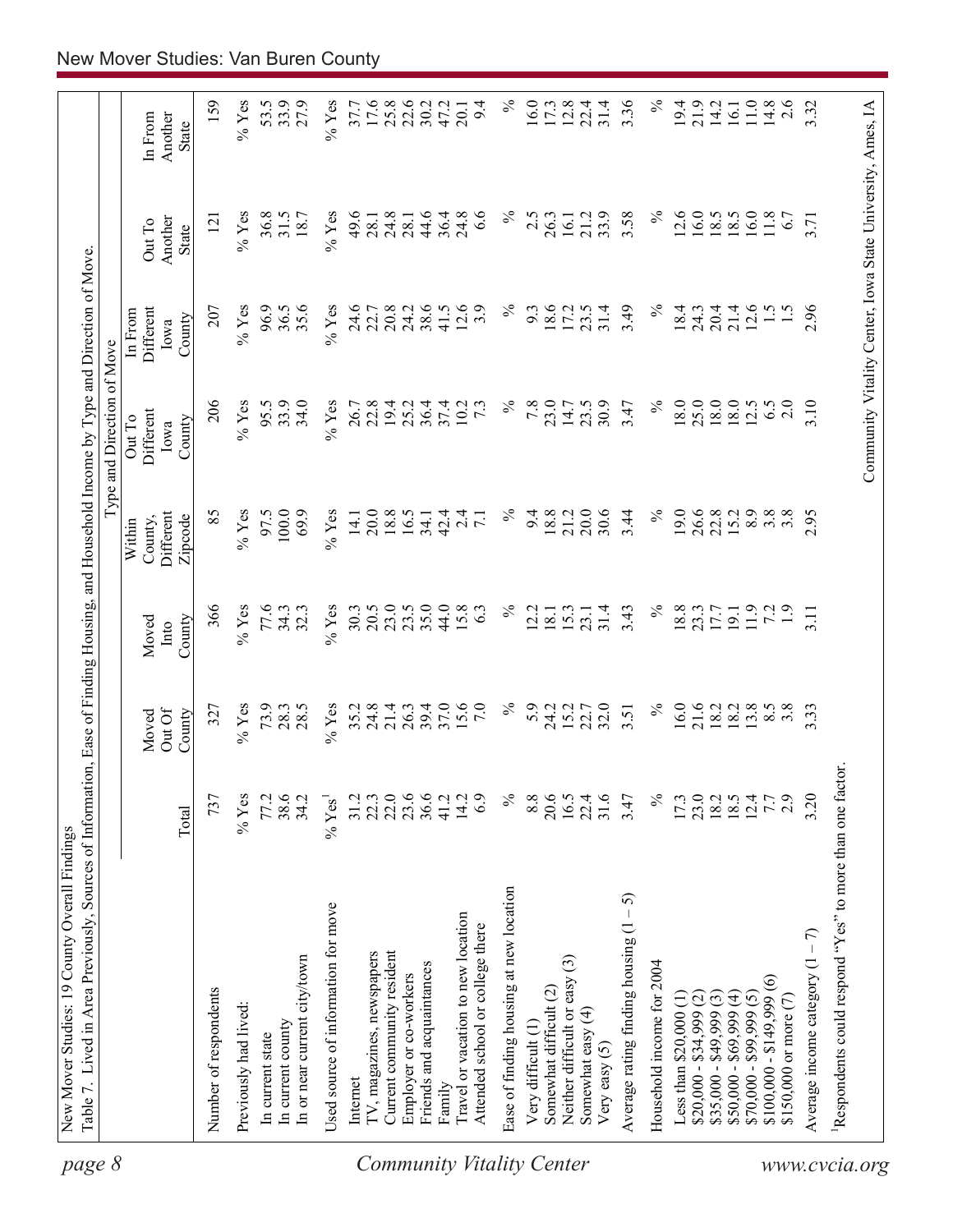New Mover Studies: 19 County Overall Findings

Table 7. Lived in Area Previously, Sources of Information, Ease of Finding Housing, and Household Income by Type and Direction of Move.

| | | Type and Direction of Move | | | | | | |
|---|---|---|---|---|---|---|---|---|
| | Total | Moved Out Of County | Moved Into County | Within County, Different Zipcode | Out To Different Iowa County | In From Different Iowa County | Out To Another State | In From Another State |
| Number of respondents | 737 | 327 | 366 | 85 | 206 | 207 | 121 | 159 |
| Previously had lived: | % Yes | % Yes | % Yes | % Yes | % Yes | % Yes | % Yes | % Yes |
| In current state | 77.2 | 73.9 | 77.6 | 97.5 | 95.5 | 96.9 | 36.8 | 53.5 |
| In current county | 38.6 | 28.3 | 34.3 | 100.0 | 33.9 | 36.5 | 31.5 | 33.9 |
| In or near current city/town | 34.2 | 28.5 | 32.3 | 69.9 | 34.0 | 35.6 | 18.7 | 27.9 |
| Used source of information for move | % Yes[1] | % Yes | % Yes | % Yes | % Yes | % Yes | % Yes | % Yes |
| Internet | 31.2 | 35.2 | 30.3 | 14.1 | 26.7 | 24.6 | 49.6 | 37.7 |
| TV, magazines, newspapers | 22.3 | 24.8 | 20.5 | 20.0 | 22.8 | 22.7 | 28.1 | 17.6 |
| Current community resident | 22.0 | 21.4 | 23.0 | 18.8 | 19.4 | 20.8 | 24.8 | 25.8 |
| Employer or co-workers | 23.6 | 26.3 | 23.5 | 16.5 | 25.2 | 24.2 | 28.1 | 22.6 |
| Friends and acquaintances | 36.6 | 39.4 | 35.0 | 34.1 | 36.4 | 38.6 | 44.6 | 30.2 |
| Family | 41.2 | 37.0 | 44.0 | 42.4 | 37.4 | 41.5 | 36.4 | 47.2 |
| Travel or vacation to new location | 14.2 | 15.6 | 15.8 | 2.4 | 10.2 | 12.6 | 24.8 | 20.1 |
| Attended school or college there | 6.9 | 7.0 | 6.3 | 7.1 | 7.3 | 3.9 | 6.6 | 9.4 |
| Ease of finding housing at new location | % | % | % | % | % | % | % | % |
| Very difficult (1) | 8.8 | 5.9 | 12.2 | 9.4 | 7.8 | 9.3 | 2.5 | 16.0 |
| Somewhat difficult (2) | 20.6 | 24.2 | 18.1 | 18.8 | 23.0 | 18.6 | 26.3 | 17.3 |
| Neither difficult or easy (3) | 16.5 | 15.2 | 15.3 | 21.2 | 14.7 | 17.2 | 16.1 | 12.8 |
| Somewhat easy (4) | 22.4 | 22.7 | 23.1 | 20.0 | 23.5 | 23.5 | 21.2 | 22.4 |
| Very easy (5) | 31.6 | 32.0 | 31.4 | 30.6 | 30.9 | 31.4 | 33.9 | 31.4 |
| Average rating finding housing (1 – 5) | 3.47 | 3.51 | 3.43 | 3.44 | 3.47 | 3.49 | 3.58 | 3.36 |
| Household income for 2004 | % | % | % | % | % | % | % | % |
| Less than $20,000 (1) | 17.3 | 16.0 | 18.8 | 19.0 | 18.0 | 18.4 | 12.6 | 19.4 |
| $20,000 - $34,999 (2) | 23.0 | 21.6 | 23.3 | 26.6 | 25.0 | 24.3 | 16.0 | 21.9 |
| $35,000 - $49,999 (3) | 18.2 | 18.2 | 17.7 | 22.8 | 18.0 | 20.4 | 18.5 | 14.2 |
| $50,000 - $69,999 (4) | 18.5 | 18.2 | 19.1 | 15.2 | 18.0 | 21.4 | 18.5 | 16.1 |
| $70,000 - $99,999 (5) | 12.4 | 13.8 | 11.9 | 8.9 | 12.5 | 12.6 | 16.0 | 11.0 |
| $100,000 - $149,999 (6) | 7.7 | 8.5 | 7.2 | 3.8 | 6.5 | 1.5 | 11.8 | 14.8 |
| $150,000 or more (7) | 2.9 | 3.8 | 1.9 | 3.8 | 2.0 | 1.5 | 6.7 | 2.6 |
| Average income category (1 – 7) | 3.20 | 3.33 | 3.11 | 2.95 | 3.10 | 2.96 | 3.71 | 3.32 |

[1]Respondents could respond "Yes" to more than one factor.

Community Vitality Center, Iowa State University, Ames, IA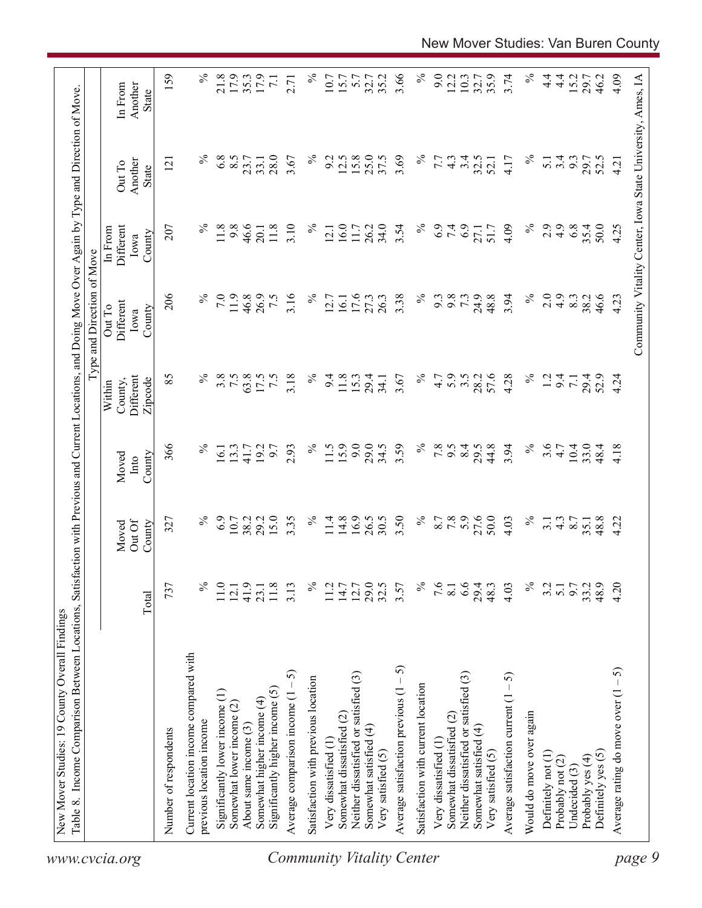New Mover Studies: 19 County Overall Findings

Table 8. Income Comparison Between Locations, Satisfaction with Previous and Current Locations, and Doing Move Over Again by Type and Direction of Move.

| | | Type and Direction of Move | | | | | | |
|---|---|---|---|---|---|---|---|---|
| | Total | Moved Out Of County | Moved Into County | Within County, Different Zipcode | Out To Different Iowa County | In From Different Iowa County | Out To Another State | In From Another State |
| Number of respondents | 737 | 327 | 366 | 85 | 206 | 207 | 121 | 159 |
| Current location income compared with previous location income | % | % | % | % | % | % | % | % |
| Significantly lower income (1) | 11.0 | 6.9 | 16.1 | 3.8 | 7.0 | 11.8 | 6.8 | 21.8 |
| Somewhat lower income (2) | 12.1 | 10.7 | 13.3 | 7.5 | 11.9 | 9.8 | 8.5 | 17.9 |
| About same income (3) | 41.9 | 38.2 | 41.7 | 63.8 | 46.8 | 46.6 | 23.7 | 35.3 |
| Somewhat higher income (4) | 23.1 | 29.2 | 19.2 | 17.5 | 26.9 | 20.1 | 33.1 | 17.9 |
| Significantly higher income (5) | 11.8 | 15.0 | 9.7 | 7.5 | 7.5 | 11.8 | 28.0 | 7.1 |
| Average comparison income (1 – 5) | 3.13 | 3.35 | 2.93 | 3.18 | 3.16 | 3.10 | 3.67 | 2.71 |
| Satisfaction with previous location | % | % | % | % | % | % | % | % |
| Very dissatisfied (1) | 11.2 | 11.4 | 11.5 | 9.4 | 12.7 | 12.1 | 9.2 | 10.7 |
| Somewhat dissatisfied (2) | 14.7 | 14.8 | 15.9 | 11.8 | 16.1 | 16.0 | 12.5 | 15.7 |
| Neither dissatisfied or satisfied (3) | 12.7 | 16.9 | 9.0 | 15.3 | 17.6 | 11.7 | 15.8 | 5.7 |
| Somewhat satisfied (4) | 29.0 | 26.5 | 29.0 | 29.4 | 27.3 | 26.2 | 25.0 | 32.7 |
| Very satisfied (5) | 32.5 | 30.5 | 34.5 | 34.1 | 26.3 | 34.0 | 37.5 | 35.2 |
| Average satisfaction previous (1 – 5) | 3.57 | 3.50 | 3.59 | 3.67 | 3.38 | 3.54 | 3.69 | 3.66 |
| Satisfaction with current location | % | % | % | % | % | % | % | % |
| Very dissatisfied (1) | 7.6 | 8.7 | 7.8 | 4.7 | 9.3 | 6.9 | 7.7 | 9.0 |
| Somewhat dissatisfied (2) | 8.1 | 7.8 | 9.5 | 5.9 | 9.8 | 7.4 | 4.3 | 12.2 |
| Neither dissatisfied or satisfied (3) | 6.6 | 5.9 | 8.4 | 3.5 | 7.3 | 6.9 | 3.4 | 10.3 |
| Somewhat satisfied (4) | 29.4 | 27.6 | 29.5 | 28.2 | 24.9 | 27.1 | 32.5 | 32.7 |
| Very satisfied (5) | 48.3 | 50.0 | 44.8 | 57.6 | 48.8 | 51.7 | 52.1 | 35.9 |
| Average satisfaction current (1 – 5) | 4.03 | 4.03 | 3.94 | 4.28 | 3.94 | 4.09 | 4.17 | 3.74 |
| Would do move over again | % | % | % | % | % | % | % | % |
| Definitely not (1) | 3.2 | 3.1 | 3.6 | 1.2 | 2.0 | 2.9 | 5.1 | 4.4 |
| Probably not (2) | 5.1 | 4.3 | 4.7 | 9.4 | 4.9 | 4.9 | 3.4 | 4.4 |
| Undecided (3) | 9.7 | 8.7 | 10.4 | 7.1 | 8.3 | 6.8 | 9.3 | 15.2 |
| Probably yes (4) | 33.2 | 35.1 | 33.0 | 29.4 | 38.2 | 35.4 | 29.7 | 29.7 |
| Definitely yes (5) | 48.9 | 48.8 | 48.4 | 52.9 | 46.6 | 50.0 | 52.5 | 46.2 |
| Average rating do move over (1 – 5) | 4.20 | 4.22 | 4.18 | 4.24 | 4.23 | 4.25 | 4.21 | 4.09 |

Community Vitality Center, Iowa State University, Ames, IA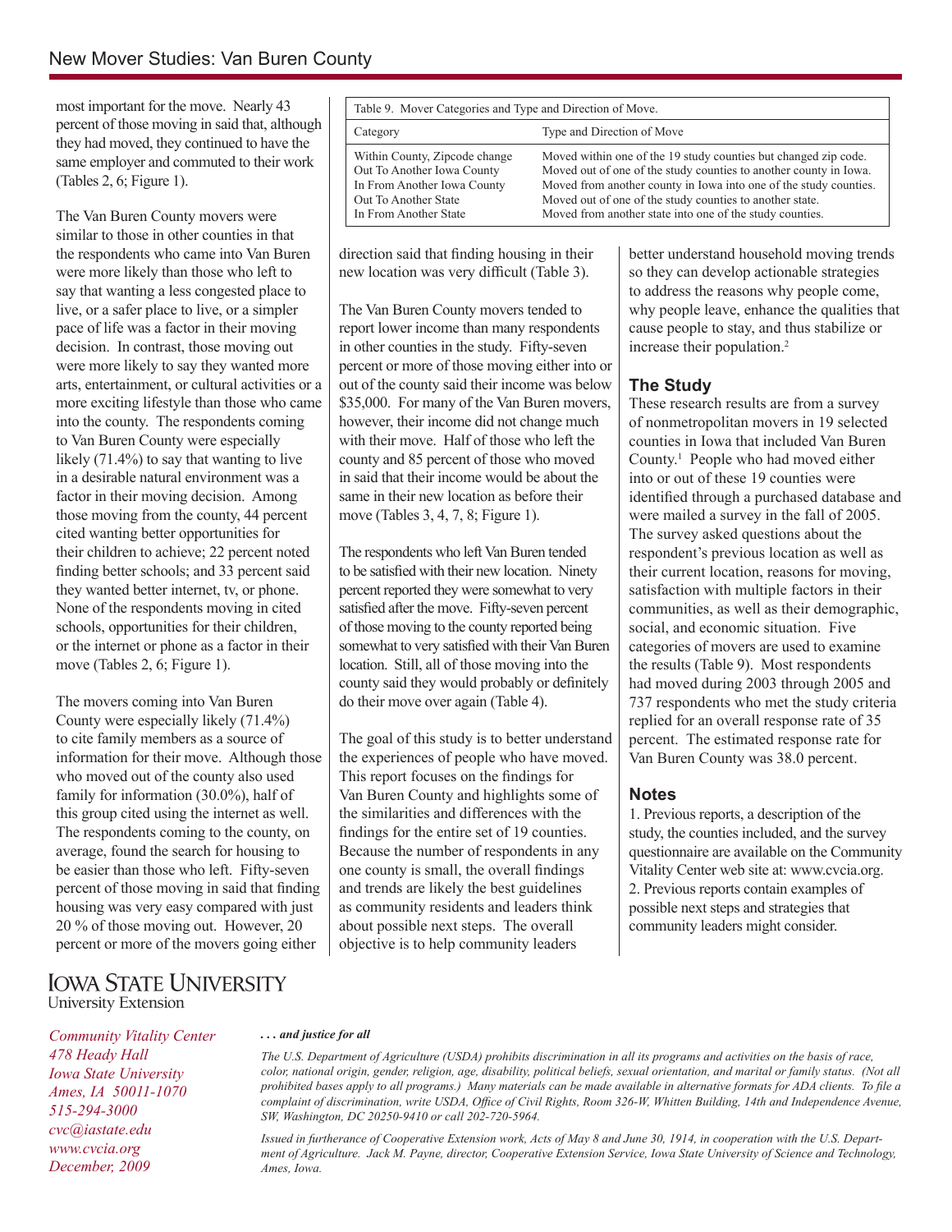most important for the move. Nearly 43 percent of those moving in said that, although they had moved, they continued to have the same employer and commuted to their work (Tables 2, 6; Figure 1).

The Van Buren County movers were similar to those in other counties in that the respondents who came into Van Buren were more likely than those who left to say that wanting a less congested place to live, or a safer place to live, or a simpler pace of life was a factor in their moving decision. In contrast, those moving out were more likely to say they wanted more arts, entertainment, or cultural activities or a more exciting lifestyle than those who came into the county. The respondents coming to Van Buren County were especially likely (71.4%) to say that wanting to live in a desirable natural environment was a factor in their moving decision. Among those moving from the county, 44 percent cited wanting better opportunities for their children to achieve; 22 percent noted finding better schools; and 33 percent said they wanted better internet, tv, or phone. None of the respondents moving in cited schools, opportunities for their children, or the internet or phone as a factor in their move (Tables 2, 6; Figure 1).

The movers coming into Van Buren County were especially likely (71.4%) to cite family members as a source of information for their move. Although those who moved out of the county also used family for information (30.0%), half of this group cited using the internet as well. The respondents coming to the county, on average, found the search for housing to be easier than those who left. Fifty-seven percent of those moving in said that finding housing was very easy compared with just 20 % of those moving out. However, 20 percent or more of the movers going either direction said that finding housing in their new location was very difficult (Table 3).

The Van Buren County movers tended to report lower income than many respondents in other counties in the study. Fifty-seven percent or more of those moving either into or out of the county said their income was below $35,000. For many of the Van Buren movers, however, their income did not change much with their move. Half of those who left the county and 85 percent of those who moved in said that their income would be about the same in their new location as before their move (Tables 3, 4, 7, 8; Figure 1).

The respondents who left Van Buren tended to be satisfied with their new location. Ninety percent reported they were somewhat to very satisfied after the move. Fifty-seven percent of those moving to the county reported being somewhat to very satisfied with their Van Buren location. Still, all of those moving into the county said they would probably or definitely do their move over again (Table 4).

The goal of this study is to better understand the experiences of people who have moved. This report focuses on the findings for Van Buren County and highlights some of the similarities and differences with the findings for the entire set of 19 counties. Because the number of respondents in any one county is small, the overall findings and trends are likely the best guidelines as community residents and leaders think about possible next steps. The overall objective is to help community leaders better understand household moving trends so they can develop actionable strategies to address the reasons why people come, why people leave, enhance the qualities that cause people to stay, and thus stabilize or increase their population.[2]

Table 9. Mover Categories and Type and Direction of Move.

| Category | Type and Direction of Move |
|---|---|
| Within County, Zipcode change | Moved within one of the 19 study counties but changed zip code. |
| Out To Another Iowa County | Moved out of one of the study counties to another county in Iowa. |
| In From Another Iowa County | Moved from another county in Iowa into one of the study counties. |
| Out To Another State | Moved out of one of the study counties to another state. |
| In From Another State | Moved from another state into one of the study counties. |

## The Study

These research results are from a survey of nonmetropolitan movers in 19 selected counties in Iowa that included Van Buren County.[1] People who had moved either into or out of these 19 counties were identified through a purchased database and were mailed a survey in the fall of 2005. The survey asked questions about the respondent's previous location as well as their current location, reasons for moving, satisfaction with multiple factors in their communities, as well as their demographic, social, and economic situation. Five categories of movers are used to examine the results (Table 9). Most respondents had moved during 2003 through 2005 and 737 respondents who met the study criteria replied for an overall response rate of 35 percent. The estimated response rate for Van Buren County was 38.0 percent.

## Notes

1. Previous reports, a description of the study, the counties included, and the survey questionnaire are available on the Community Vitality Center web site at: www.cvcia.org.
2. Previous reports contain examples of possible next steps and strategies that community leaders might consider.

IOWA STATE UNIVERSITY
University Extension

*Community Vitality Center*
*478 Heady Hall*
*Iowa State University*
*Ames, IA 50011-1070*
*515-294-3000*
*cvc@iastate.edu*
*www.cvcia.org*
*December, 2009*

***. . . and justice for all***

*The U.S. Department of Agriculture (USDA) prohibits discrimination in all its programs and activities on the basis of race, color, national origin, gender, religion, age, disability, political beliefs, sexual orientation, and marital or family status. (Not all prohibited bases apply to all programs.) Many materials can be made available in alternative formats for ADA clients. To file a complaint of discrimination, write USDA, Office of Civil Rights, Room 326-W, Whitten Building, 14th and Independence Avenue, SW, Washington, DC 20250-9410 or call 202-720-5964.*

*Issued in furtherance of Cooperative Extension work, Acts of May 8 and June 30, 1914, in cooperation with the U.S. Department of Agriculture. Jack M. Payne, director, Cooperative Extension Service, Iowa State University of Science and Technology, Ames, Iowa.*